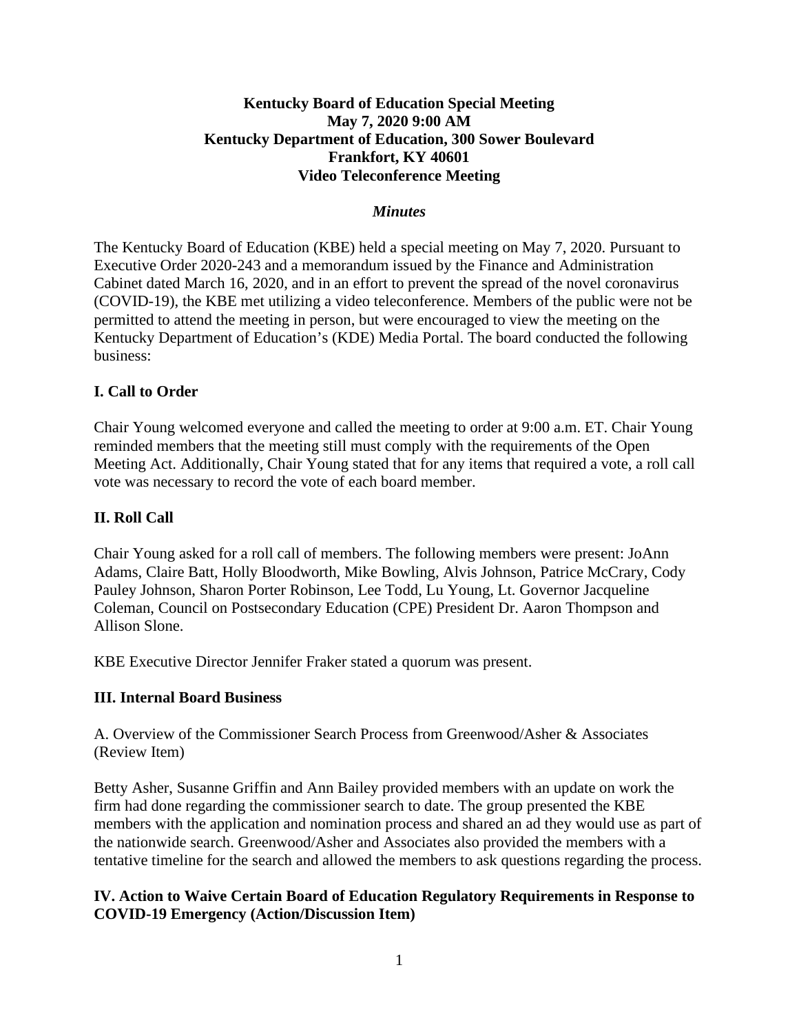**Kentucky Board of Education Special Meeting**
**May 7, 2020 9:00 AM**
**Kentucky Department of Education, 300 Sower Boulevard**
**Frankfort, KY 40601**
**Video Teleconference Meeting**

***Minutes***

The Kentucky Board of Education (KBE) held a special meeting on May 7, 2020. Pursuant to Executive Order 2020-243 and a memorandum issued by the Finance and Administration Cabinet dated March 16, 2020, and in an effort to prevent the spread of the novel coronavirus (COVID-19), the KBE met utilizing a video teleconference. Members of the public were not be permitted to attend the meeting in person, but were encouraged to view the meeting on the Kentucky Department of Education's (KDE) Media Portal. The board conducted the following business:

## I. Call to Order

Chair Young welcomed everyone and called the meeting to order at 9:00 a.m. ET. Chair Young reminded members that the meeting still must comply with the requirements of the Open Meeting Act. Additionally, Chair Young stated that for any items that required a vote, a roll call vote was necessary to record the vote of each board member.

## II. Roll Call

Chair Young asked for a roll call of members. The following members were present: JoAnn Adams, Claire Batt, Holly Bloodworth, Mike Bowling, Alvis Johnson, Patrice McCrary, Cody Pauley Johnson, Sharon Porter Robinson, Lee Todd, Lu Young, Lt. Governor Jacqueline Coleman, Council on Postsecondary Education (CPE) President Dr. Aaron Thompson and Allison Slone.

KBE Executive Director Jennifer Fraker stated a quorum was present.

## III. Internal Board Business

A. Overview of the Commissioner Search Process from Greenwood/Asher & Associates (Review Item)

Betty Asher, Susanne Griffin and Ann Bailey provided members with an update on work the firm had done regarding the commissioner search to date. The group presented the KBE members with the application and nomination process and shared an ad they would use as part of the nationwide search. Greenwood/Asher and Associates also provided the members with a tentative timeline for the search and allowed the members to ask questions regarding the process.

## IV. Action to Waive Certain Board of Education Regulatory Requirements in Response to COVID-19 Emergency (Action/Discussion Item)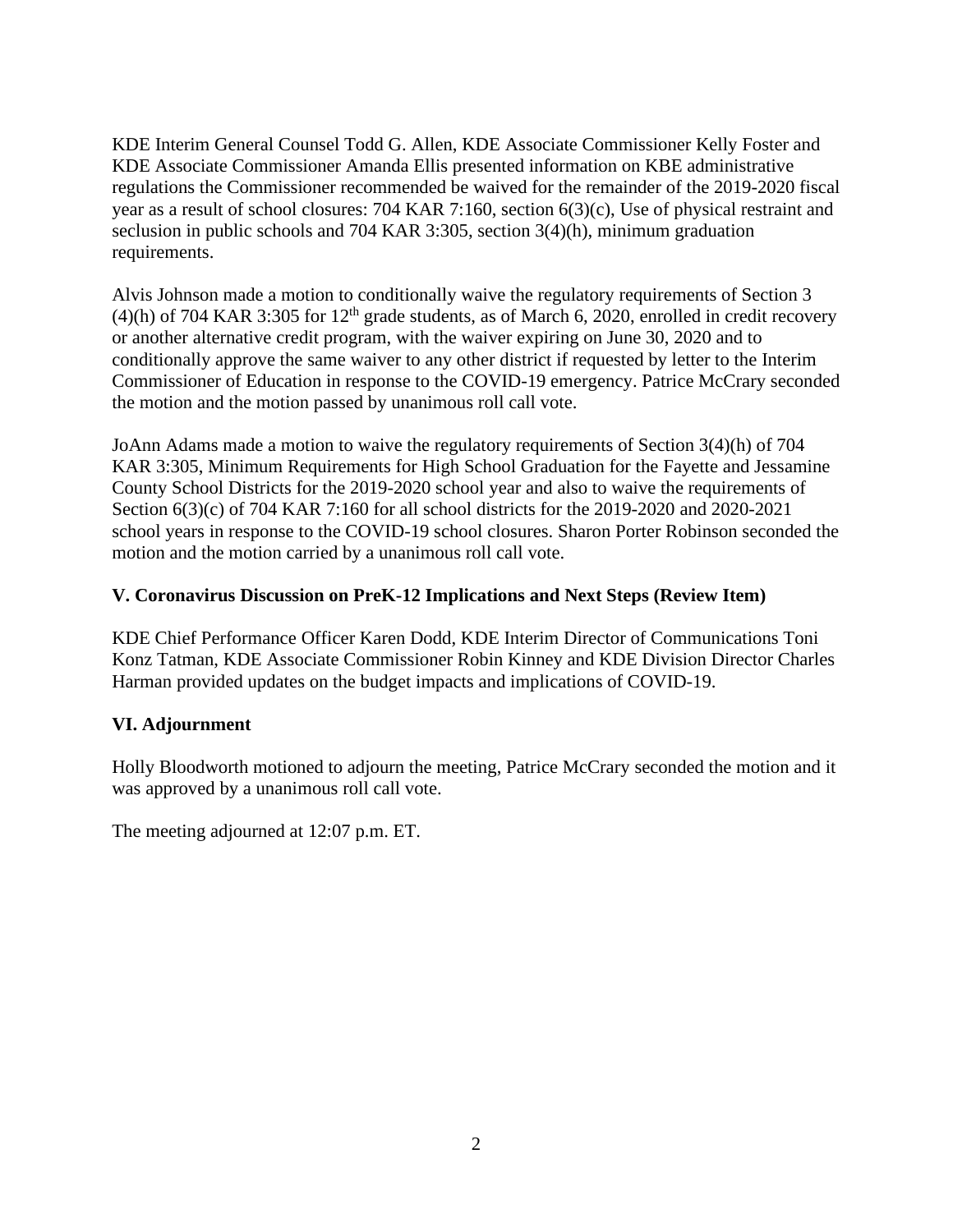KDE Interim General Counsel Todd G. Allen, KDE Associate Commissioner Kelly Foster and KDE Associate Commissioner Amanda Ellis presented information on KBE administrative regulations the Commissioner recommended be waived for the remainder of the 2019-2020 fiscal year as a result of school closures: 704 KAR 7:160, section 6(3)(c), Use of physical restraint and seclusion in public schools and 704 KAR 3:305, section 3(4)(h), minimum graduation requirements.

Alvis Johnson made a motion to conditionally waive the regulatory requirements of Section 3 (4)(h) of 704 KAR 3:305 for 12th grade students, as of March 6, 2020, enrolled in credit recovery or another alternative credit program, with the waiver expiring on June 30, 2020 and to conditionally approve the same waiver to any other district if requested by letter to the Interim Commissioner of Education in response to the COVID-19 emergency. Patrice McCrary seconded the motion and the motion passed by unanimous roll call vote.

JoAnn Adams made a motion to waive the regulatory requirements of Section 3(4)(h) of 704 KAR 3:305, Minimum Requirements for High School Graduation for the Fayette and Jessamine County School Districts for the 2019-2020 school year and also to waive the requirements of Section 6(3)(c) of 704 KAR 7:160 for all school districts for the 2019-2020 and 2020-2021 school years in response to the COVID-19 school closures. Sharon Porter Robinson seconded the motion and the motion carried by a unanimous roll call vote.

**V. Coronavirus Discussion on PreK-12 Implications and Next Steps (Review Item)**

KDE Chief Performance Officer Karen Dodd, KDE Interim Director of Communications Toni Konz Tatman, KDE Associate Commissioner Robin Kinney and KDE Division Director Charles Harman provided updates on the budget impacts and implications of COVID-19.

**VI. Adjournment**

Holly Bloodworth motioned to adjourn the meeting, Patrice McCrary seconded the motion and it was approved by a unanimous roll call vote.

The meeting adjourned at 12:07 p.m. ET.